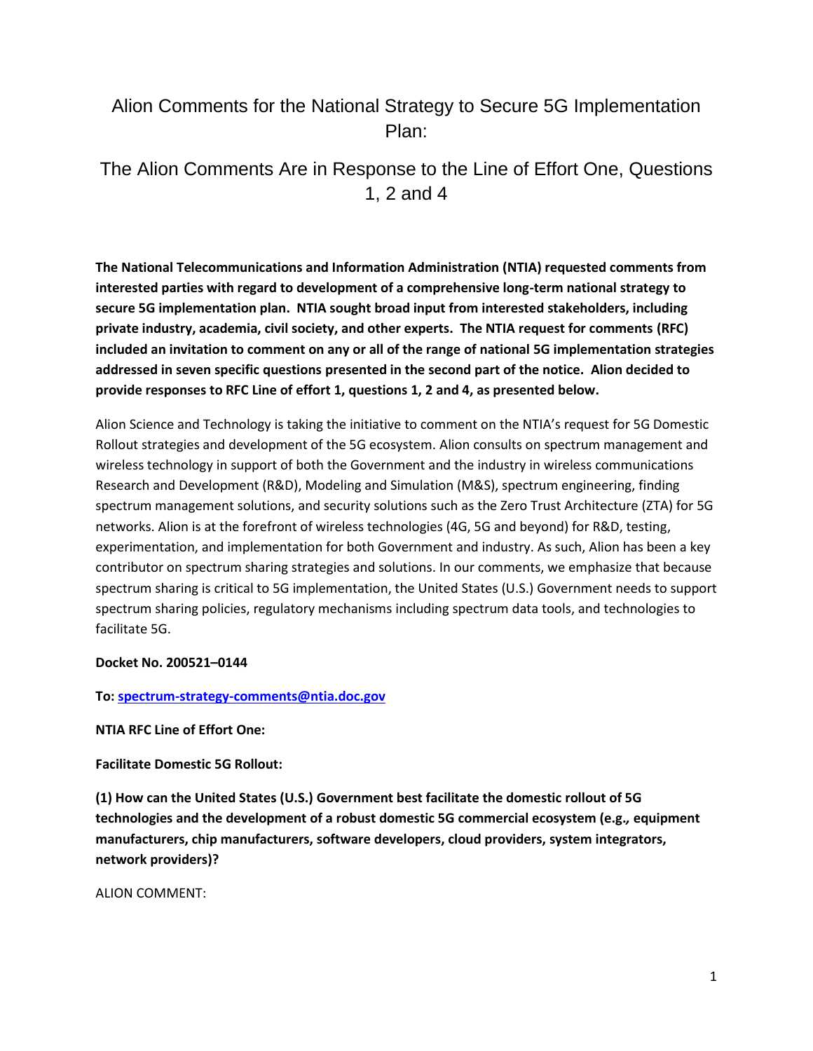# Alion Comments for the National Strategy to Secure 5G Implementation Plan:

## The Alion Comments Are in Response to the Line of Effort One, Questions 1, 2 and 4

**The National Telecommunications and Information Administration (NTIA) requested comments from interested parties with regard to development of a comprehensive long-term national strategy to secure 5G implementation plan. NTIA sought broad input from interested stakeholders, including private industry, academia, civil society, and other experts. The NTIA request for comments (RFC) included an invitation to comment on any or all of the range of national 5G implementation strategies addressed in seven specific questions presented in the second part of the notice. Alion decided to provide responses to RFC Line of effort 1, questions 1, 2 and 4, as presented below.**

Alion Science and Technology is taking the initiative to comment on the NTIA's request for 5G Domestic Rollout strategies and development of the 5G ecosystem. Alion consults on spectrum management and wireless technology in support of both the Government and the industry in wireless communications Research and Development (R&D), Modeling and Simulation (M&S), spectrum engineering, finding spectrum management solutions, and security solutions such as the Zero Trust Architecture (ZTA) for 5G networks. Alion is at the forefront of wireless technologies (4G, 5G and beyond) for R&D, testing, experimentation, and implementation for both Government and industry. As such, Alion has been a key contributor on spectrum sharing strategies and solutions. In our comments, we emphasize that because spectrum sharing is critical to 5G implementation, the United States (U.S.) Government needs to support spectrum sharing policies, regulatory mechanisms including spectrum data tools, and technologies to facilitate 5G.

**Docket No. 200521–0144**

**To: spectrum-strategy-comments@ntia.doc.gov**

**NTIA RFC Line of Effort One:**

**Facilitate Domestic 5G Rollout:**

**(1) How can the United States (U.S.) Government best facilitate the domestic rollout of 5G technologies and the development of a robust domestic 5G commercial ecosystem (e.g., equipment manufacturers, chip manufacturers, software developers, cloud providers, system integrators, network providers)?**

ALION COMMENT: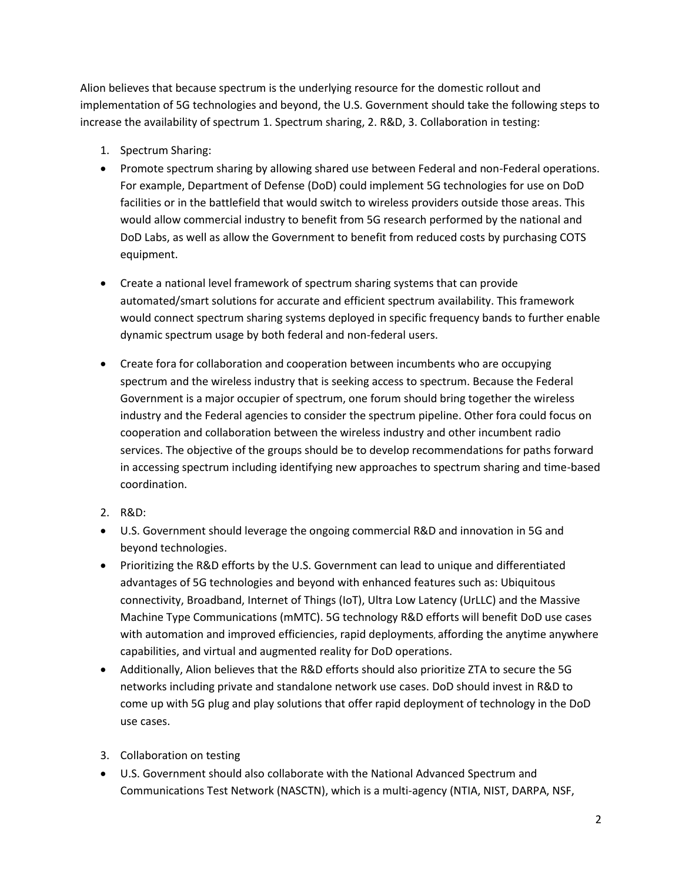Alion believes that because spectrum is the underlying resource for the domestic rollout and implementation of 5G technologies and beyond, the U.S. Government should take the following steps to increase the availability of spectrum 1. Spectrum sharing, 2. R&D, 3. Collaboration in testing:

1. Spectrum Sharing:

- Promote spectrum sharing by allowing shared use between Federal and non-Federal operations. For example, Department of Defense (DoD) could implement 5G technologies for use on DoD facilities or in the battlefield that would switch to wireless providers outside those areas. This would allow commercial industry to benefit from 5G research performed by the national and DoD Labs, as well as allow the Government to benefit from reduced costs by purchasing COTS equipment.

- Create a national level framework of spectrum sharing systems that can provide automated/smart solutions for accurate and efficient spectrum availability. This framework would connect spectrum sharing systems deployed in specific frequency bands to further enable dynamic spectrum usage by both federal and non-federal users.

- Create fora for collaboration and cooperation between incumbents who are occupying spectrum and the wireless industry that is seeking access to spectrum. Because the Federal Government is a major occupier of spectrum, one forum should bring together the wireless industry and the Federal agencies to consider the spectrum pipeline. Other fora could focus on cooperation and collaboration between the wireless industry and other incumbent radio services. The objective of the groups should be to develop recommendations for paths forward in accessing spectrum including identifying new approaches to spectrum sharing and time-based coordination.

2. R&D:

- U.S. Government should leverage the ongoing commercial R&D and innovation in 5G and beyond technologies.
- Prioritizing the R&D efforts by the U.S. Government can lead to unique and differentiated advantages of 5G technologies and beyond with enhanced features such as: Ubiquitous connectivity, Broadband, Internet of Things (IoT), Ultra Low Latency (UrLLC) and the Massive Machine Type Communications (mMTC). 5G technology R&D efforts will benefit DoD use cases with automation and improved efficiencies, rapid deployments, affording the anytime anywhere capabilities, and virtual and augmented reality for DoD operations.
- Additionally, Alion believes that the R&D efforts should also prioritize ZTA to secure the 5G networks including private and standalone network use cases. DoD should invest in R&D to come up with 5G plug and play solutions that offer rapid deployment of technology in the DoD use cases.

3. Collaboration on testing

- U.S. Government should also collaborate with the National Advanced Spectrum and Communications Test Network (NASCTN), which is a multi-agency (NTIA, NIST, DARPA, NSF,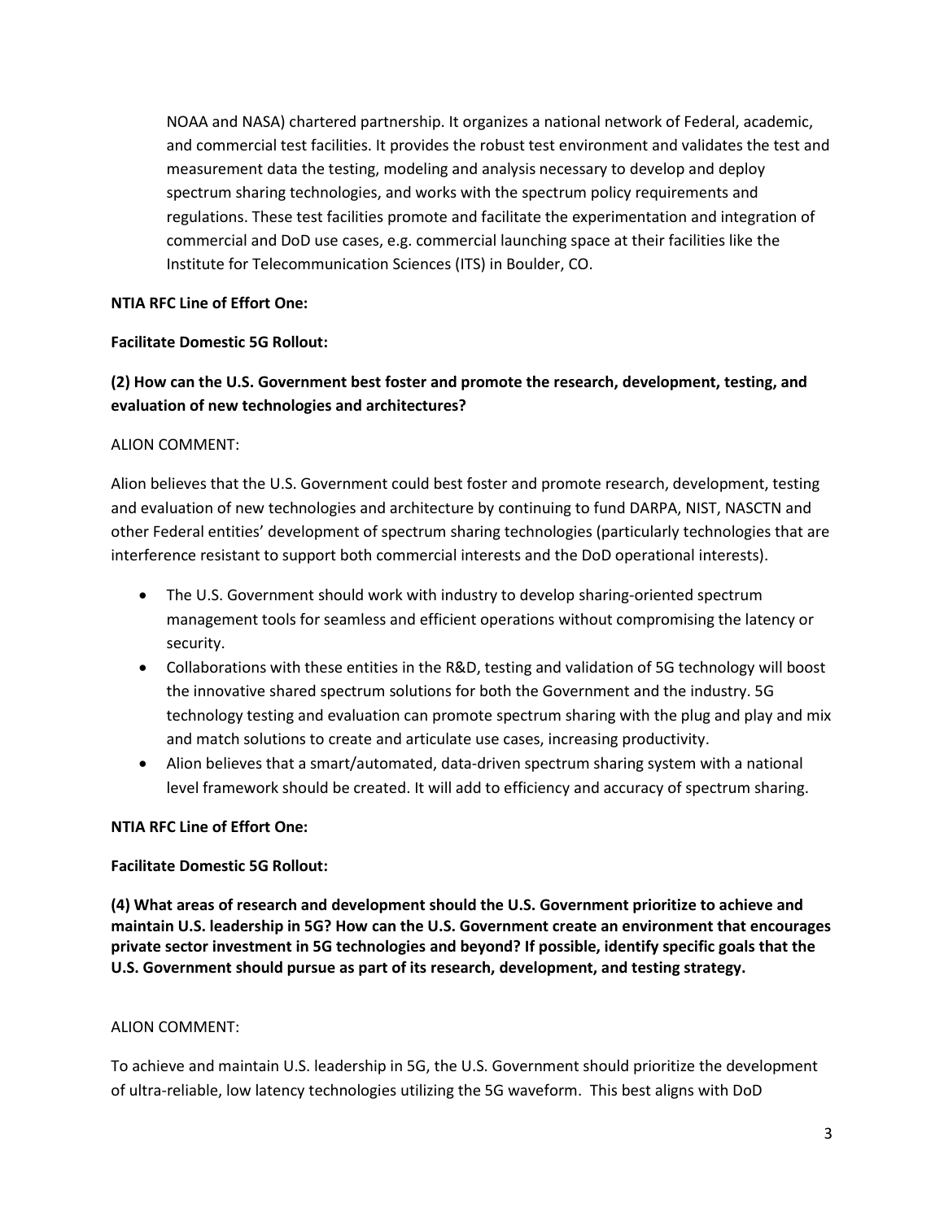NOAA and NASA) chartered partnership. It organizes a national network of Federal, academic, and commercial test facilities. It provides the robust test environment and validates the test and measurement data the testing, modeling and analysis necessary to develop and deploy spectrum sharing technologies, and works with the spectrum policy requirements and regulations. These test facilities promote and facilitate the experimentation and integration of commercial and DoD use cases, e.g. commercial launching space at their facilities like the Institute for Telecommunication Sciences (ITS) in Boulder, CO.

**NTIA RFC Line of Effort One:**

**Facilitate Domestic 5G Rollout:**

**(2) How can the U.S. Government best foster and promote the research, development, testing, and evaluation of new technologies and architectures?**

ALION COMMENT:

Alion believes that the U.S. Government could best foster and promote research, development, testing and evaluation of new technologies and architecture by continuing to fund DARPA, NIST, NASCTN and other Federal entities' development of spectrum sharing technologies (particularly technologies that are interference resistant to support both commercial interests and the DoD operational interests).

- The U.S. Government should work with industry to develop sharing-oriented spectrum management tools for seamless and efficient operations without compromising the latency or security.
- Collaborations with these entities in the R&D, testing and validation of 5G technology will boost the innovative shared spectrum solutions for both the Government and the industry. 5G technology testing and evaluation can promote spectrum sharing with the plug and play and mix and match solutions to create and articulate use cases, increasing productivity.
- Alion believes that a smart/automated, data-driven spectrum sharing system with a national level framework should be created. It will add to efficiency and accuracy of spectrum sharing.

**NTIA RFC Line of Effort One:**

**Facilitate Domestic 5G Rollout:**

**(4) What areas of research and development should the U.S. Government prioritize to achieve and maintain U.S. leadership in 5G? How can the U.S. Government create an environment that encourages private sector investment in 5G technologies and beyond? If possible, identify specific goals that the U.S. Government should pursue as part of its research, development, and testing strategy.**

ALION COMMENT:

To achieve and maintain U.S. leadership in 5G, the U.S. Government should prioritize the development of ultra-reliable, low latency technologies utilizing the 5G waveform. This best aligns with DoD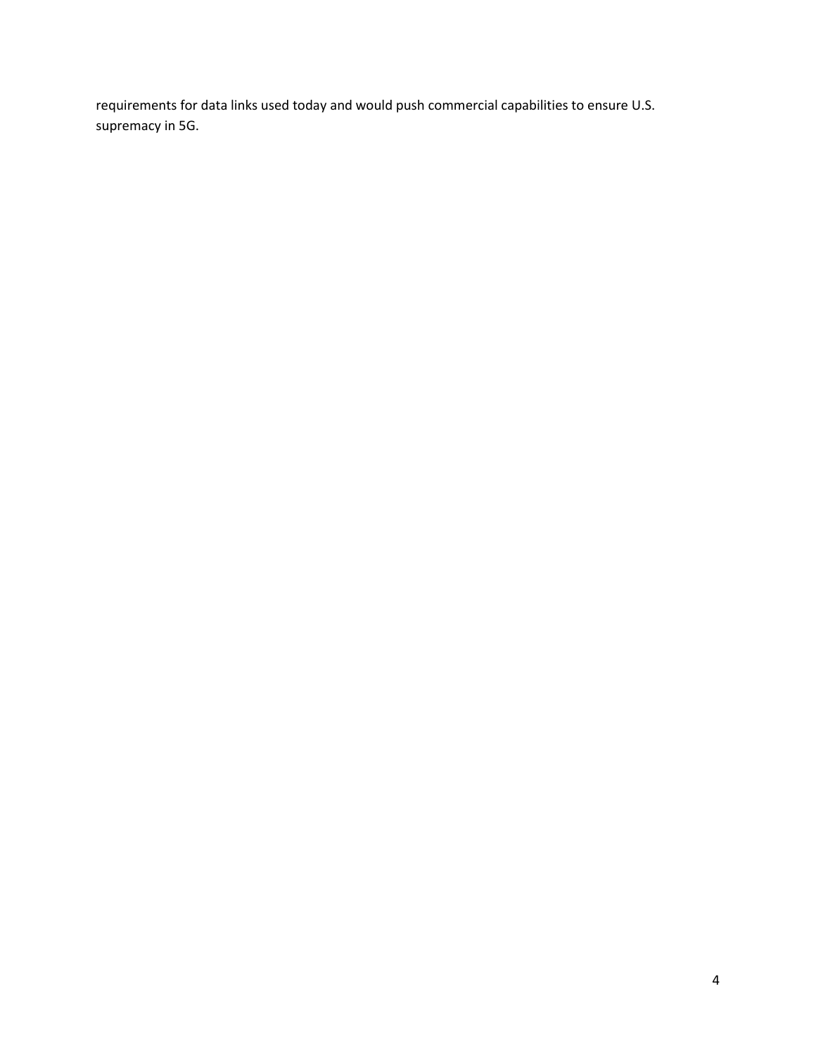requirements for data links used today and would push commercial capabilities to ensure U.S. supremacy in 5G.